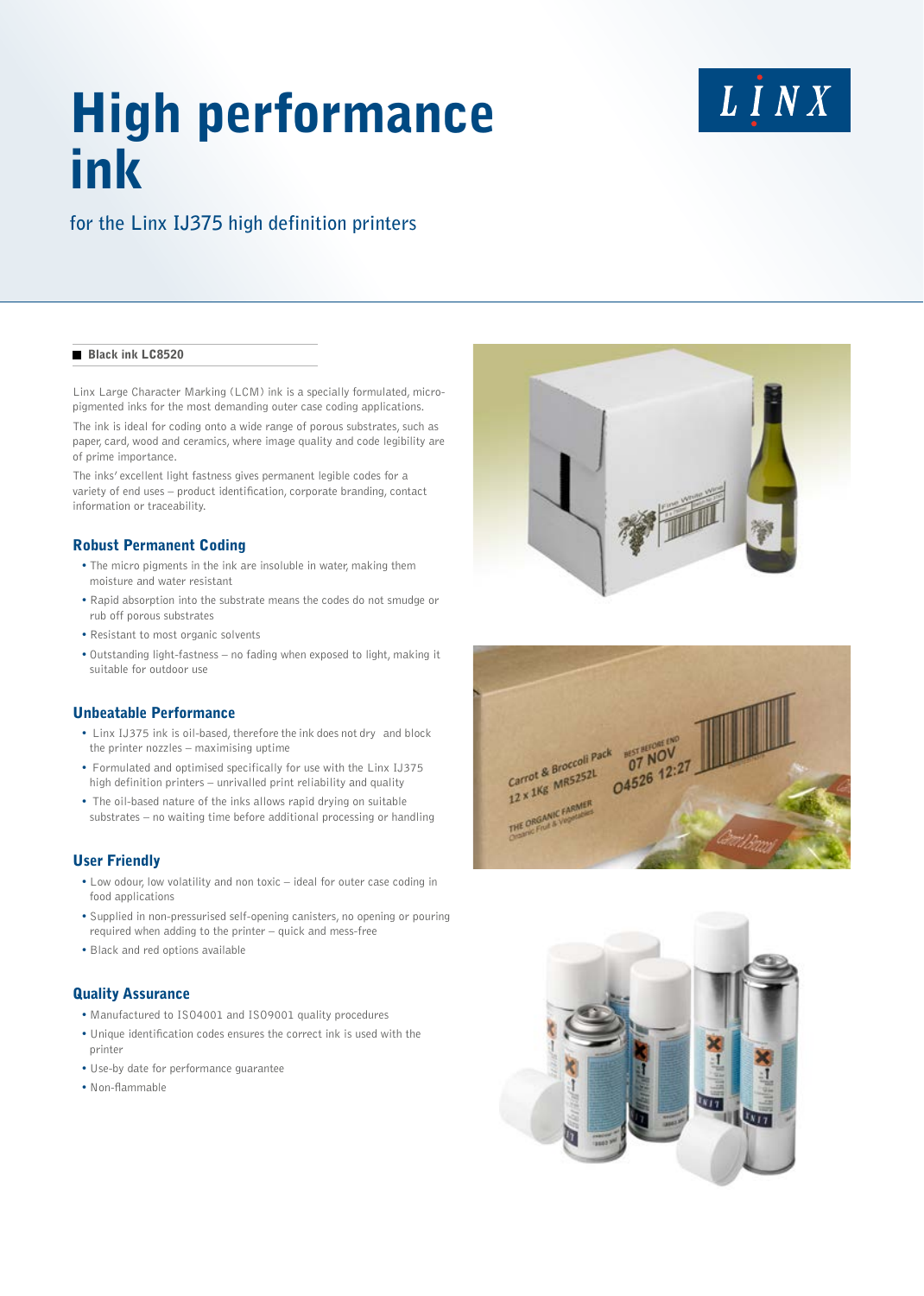# High performance ink

## for the Linx IJ375 high definition printers

LINX

### Black ink LC8520

Linx Large Character Marking (LCM) ink is a specially formulated, micro-pigmented inks for the most demanding outer case coding applications.

The ink is ideal for coding onto a wide range of porous substrates, such as paper, card, wood and ceramics, where image quality and code legibility are of prime importance.

The inks' excellent light fastness gives permanent legible codes for a variety of end uses – product identification, corporate branding, contact information or traceability.

### Robust Permanent Coding

- The micro pigments in the ink are insoluble in water, making them moisture and water resistant
- Rapid absorption into the substrate means the codes do not smudge or rub off porous substrates
- Resistant to most organic solvents
- Outstanding light-fastness – no fading when exposed to light, making it suitable for outdoor use

### Unbeatable Performance

- Linx IJ375 ink is oil-based, therefore the ink does not dry and block the printer nozzles – maximising uptime
- Formulated and optimised specifically for use with the Linx IJ375 high definition printers – unrivalled print reliability and quality
- The oil-based nature of the inks allows rapid drying on suitable substrates – no waiting time before additional processing or handling

### User Friendly

- Low odour, low volatility and non toxic – ideal for outer case coding in food applications
- Supplied in non-pressurised self-opening canisters, no opening or pouring required when adding to the printer – quick and mess-free
- Black and red options available

### Quality Assurance

- Manufactured to ISO4001 and ISO9001 quality procedures
- Unique identification codes ensures the correct ink is used with the printer
- Use-by date for performance guarantee
- Non-flammable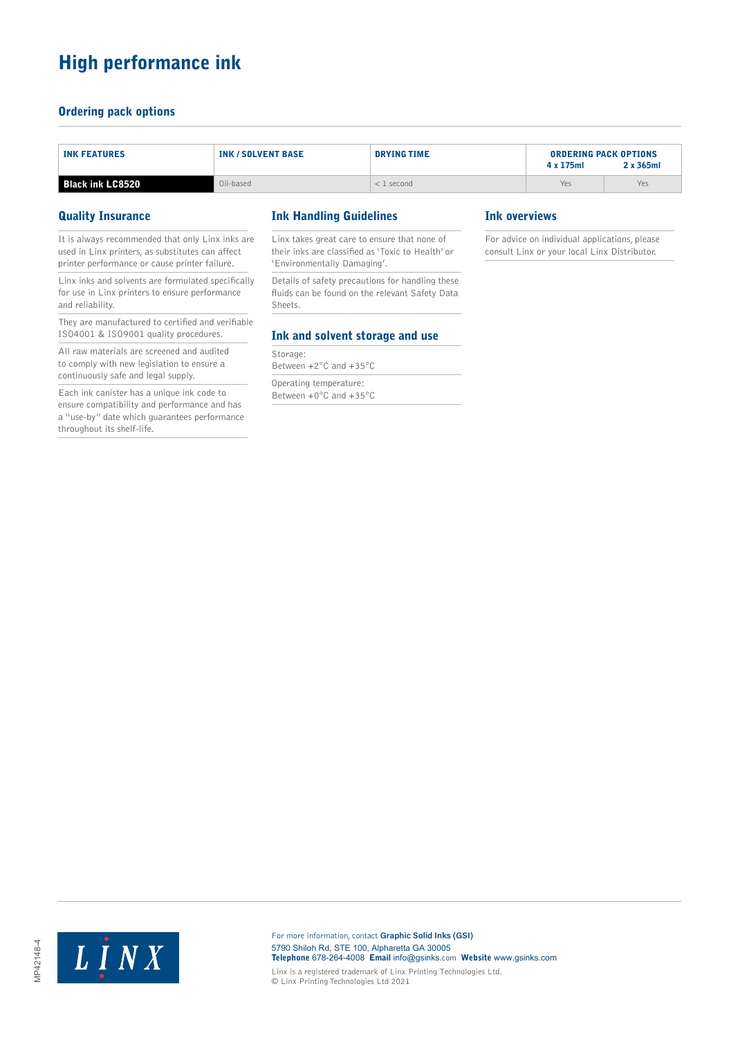# High performance ink

## Ordering pack options

| INK FEATURES | INK / SOLVENT BASE | DRYING TIME | ORDERING PACK OPTIONS | |
|---|---|---|---|---|
| | | | 4 x 175ml | 2 x 365ml |
| **Black ink LC8520** | Oil-based | < 1 second | Yes | Yes |

## Quality Insurance

It is always recommended that only Linx inks are used in Linx printers, as substitutes can affect printer performance or cause printer failure.

Linx inks and solvents are formulated specifically for use in Linx printers to ensure performance and reliability.

They are manufactured to certified and verifiable ISO4001 & ISO9001 quality procedures.

All raw materials are screened and audited to comply with new legislation to ensure a continuously safe and legal supply.

Each ink canister has a unique ink code to ensure compatibility and performance and has a "use-by" date which guarantees performance throughout its shelf-life.

## Ink Handling Guidelines

Linx takes great care to ensure that none of their inks are classified as 'Toxic to Health' or 'Environmentally Damaging'.

Details of safety precautions for handling these fluids can be found on the relevant Safety Data Sheets.

## Ink and solvent storage and use

Storage:
Between +2°C and +35°C

Operating temperature:
Between +0°C and +35°C

## Ink overviews

For advice on individual applications, please consult Linx or your local Linx Distributor.

For more information, contact **Graphic Solid Inks (GSI)**
5790 Shiloh Rd, STE 100, Alpharetta GA 30005
**Telephone** 678-264-4008 **Email** info@gsinks.com **Website** www.gsinks.com

Linx is a registered trademark of Linx Printing Technologies Ltd.
© Linx Printing Technologies Ltd 2021

MP42148-4